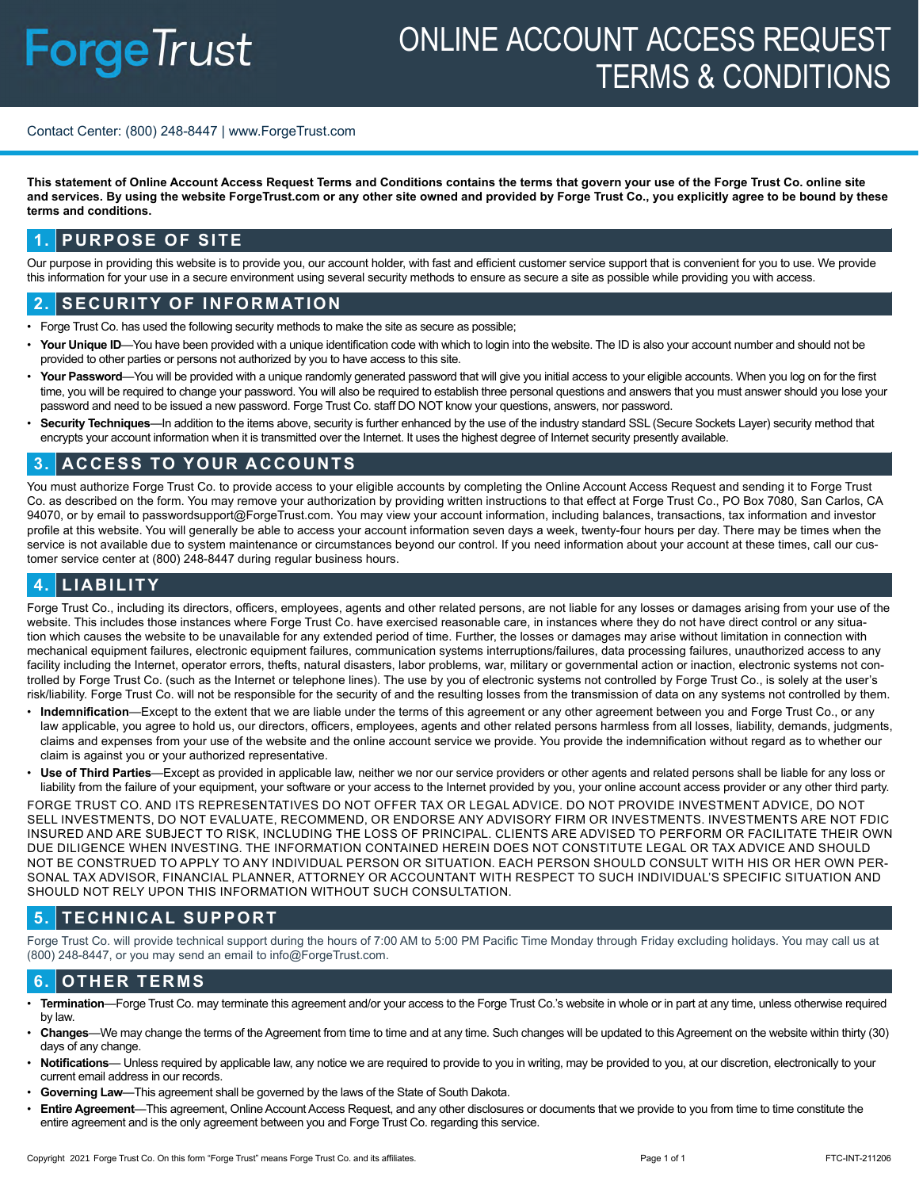# ForgeTrust

# ONLINE ACCOUNT ACCESS REQUEST TERMS & CONDITIONS

Contact Center: (800) 248-8447 | www.ForgeTrust.com

**This statement of Online Account Access Request Terms and Conditions contains the terms that govern your use of the Forge Trust Co. online site and services. By using the website ForgeTrust.com or any other site owned and provided by Forge Trust Co., you explicitly agree to be bound by these terms and conditions.**

## 1. PURPOSE OF SITE

Our purpose in providing this website is to provide you, our account holder, with fast and efficient customer service support that is convenient for you to use. We provide this information for your use in a secure environment using several security methods to ensure as secure a site as possible while providing you with access.

## 2. SECURITY OF INFORMATION

- Forge Trust Co. has used the following security methods to make the site as secure as possible;
- **Your Unique ID**—You have been provided with a unique identification code with which to login into the website. The ID is also your account number and should not be provided to other parties or persons not authorized by you to have access to this site.
- **Your Password**—You will be provided with a unique randomly generated password that will give you initial access to your eligible accounts. When you log on for the first time, you will be required to change your password. You will also be required to establish three personal questions and answers that you must answer should you lose your password and need to be issued a new password. Forge Trust Co. staff DO NOT know your questions, answers, nor password.
- **Security Techniques**—In addition to the items above, security is further enhanced by the use of the industry standard SSL (Secure Sockets Layer) security method that encrypts your account information when it is transmitted over the Internet. It uses the highest degree of Internet security presently available.

## 3. ACCESS TO YOUR ACCOUNTS

You must authorize Forge Trust Co. to provide access to your eligible accounts by completing the Online Account Access Request and sending it to Forge Trust Co. as described on the form. You may remove your authorization by providing written instructions to that effect at Forge Trust Co., PO Box 7080, San Carlos, CA 94070, or by email to passwordsupport@ForgeTrust.com. You may view your account information, including balances, transactions, tax information and investor profile at this website. You will generally be able to access your account information seven days a week, twenty-four hours per day. There may be times when the service is not available due to system maintenance or circumstances beyond our control. If you need information about your account at these times, call our customer service center at (800) 248-8447 during regular business hours.

## 4. LIABILITY

Forge Trust Co., including its directors, officers, employees, agents and other related persons, are not liable for any losses or damages arising from your use of the website. This includes those instances where Forge Trust Co. have exercised reasonable care, in instances where they do not have direct control or any situation which causes the website to be unavailable for any extended period of time. Further, the losses or damages may arise without limitation in connection with mechanical equipment failures, electronic equipment failures, communication systems interruptions/failures, data processing failures, unauthorized access to any facility including the Internet, operator errors, thefts, natural disasters, labor problems, war, military or governmental action or inaction, electronic systems not controlled by Forge Trust Co. (such as the Internet or telephone lines). The use by you of electronic systems not controlled by Forge Trust Co., is solely at the user's risk/liability. Forge Trust Co. will not be responsible for the security of and the resulting losses from the transmission of data on any systems not controlled by them.

- **Indemnification**—Except to the extent that we are liable under the terms of this agreement or any other agreement between you and Forge Trust Co., or any law applicable, you agree to hold us, our directors, officers, employees, agents and other related persons harmless from all losses, liability, demands, judgments, claims and expenses from your use of the website and the online account service we provide. You provide the indemnification without regard as to whether our claim is against you or your authorized representative.
- **Use of Third Parties**—Except as provided in applicable law, neither we nor our service providers or other agents and related persons shall be liable for any loss or liability from the failure of your equipment, your software or your access to the Internet provided by you, your online account access provider or any other third party.

FORGE TRUST CO. AND ITS REPRESENTATIVES DO NOT OFFER TAX OR LEGAL ADVICE. DO NOT PROVIDE INVESTMENT ADVICE, DO NOT SELL INVESTMENTS, DO NOT EVALUATE, RECOMMEND, OR ENDORSE ANY ADVISORY FIRM OR INVESTMENTS. INVESTMENTS ARE NOT FDIC INSURED AND ARE SUBJECT TO RISK, INCLUDING THE LOSS OF PRINCIPAL. CLIENTS ARE ADVISED TO PERFORM OR FACILITATE THEIR OWN DUE DILIGENCE WHEN INVESTING. THE INFORMATION CONTAINED HEREIN DOES NOT CONSTITUTE LEGAL OR TAX ADVICE AND SHOULD NOT BE CONSTRUED TO APPLY TO ANY INDIVIDUAL PERSON OR SITUATION. EACH PERSON SHOULD CONSULT WITH HIS OR HER OWN PERSONAL TAX ADVISOR, FINANCIAL PLANNER, ATTORNEY OR ACCOUNTANT WITH RESPECT TO SUCH INDIVIDUAL'S SPECIFIC SITUATION AND SHOULD NOT RELY UPON THIS INFORMATION WITHOUT SUCH CONSULTATION.

## 5. TECHNICAL SUPPORT

Forge Trust Co. will provide technical support during the hours of 7:00 AM to 5:00 PM Pacific Time Monday through Friday excluding holidays. You may call us at (800) 248-8447, or you may send an email to info@ForgeTrust.com.

## 6. OTHER TERMS

- **Termination**—Forge Trust Co. may terminate this agreement and/or your access to the Forge Trust Co.'s website in whole or in part at any time, unless otherwise required by law.
- **Changes**—We may change the terms of the Agreement from time to time and at any time. Such changes will be updated to this Agreement on the website within thirty (30) days of any change.
- **Notifications**— Unless required by applicable law, any notice we are required to provide to you in writing, may be provided to you, at our discretion, electronically to your current email address in our records.
- **Governing Law**—This agreement shall be governed by the laws of the State of South Dakota.
- **Entire Agreement**—This agreement, Online Account Access Request, and any other disclosures or documents that we provide to you from time to time constitute the entire agreement and is the only agreement between you and Forge Trust Co. regarding this service.

Copyright 2021 Forge Trust Co. On this form "Forge Trust" means Forge Trust Co. and its affiliates.

FTC-INT-211206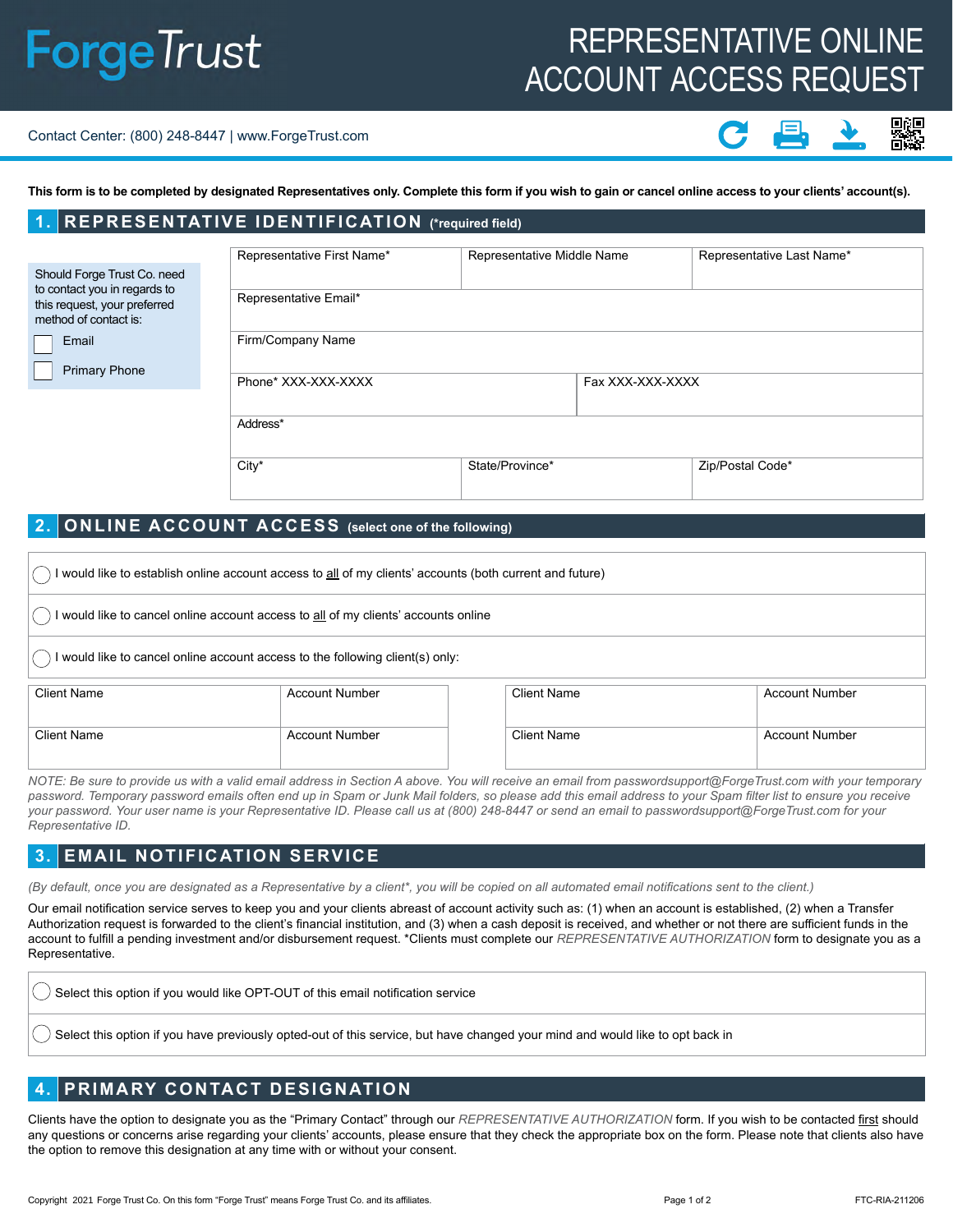# ForgeTrust

# REPRESENTATIVE ONLINE ACCOUNT ACCESS REQUEST

Contact Center: (800) 248-8447 | www.ForgeTrust.com

**This form is to be completed by designated Representatives only. Complete this form if you wish to gain or cancel online access to your clients' account(s).**

## 1. REPRESENTATIVE IDENTIFICATION (*required field)

Should Forge Trust Co. need to contact you in regards to this request, your preferred method of contact is:

- ☐ Email
- ☐ Primary Phone

| Representative First Name* | Representative Middle Name | Representative Last Name* |
|---|---|---|
| Representative Email* | | |
| Firm/Company Name | | |
| Phone* XXX-XXX-XXXX | Fax XXX-XXX-XXXX | |
| Address* | | |
| City* | State/Province* | Zip/Postal Code* |

## 2. ONLINE ACCOUNT ACCESS (select one of the following)

- ◯ I would like to establish online account access to all of my clients' accounts (both current and future)
- ◯ I would like to cancel online account access to all of my clients' accounts online
- ◯ I would like to cancel online account access to the following client(s) only:

| Client Name | Account Number | Client Name | Account Number |
|---|---|---|---|
| Client Name | Account Number | Client Name | Account Number |

*NOTE: Be sure to provide us with a valid email address in Section A above. You will receive an email from passwordsupport@ForgeTrust.com with your temporary password. Temporary password emails often end up in Spam or Junk Mail folders, so please add this email address to your Spam filter list to ensure you receive your password. Your user name is your Representative ID. Please call us at (800) 248-8447 or send an email to passwordsupport@ForgeTrust.com for your Representative ID.*

## 3. EMAIL NOTIFICATION SERVICE

*(By default, once you are designated as a Representative by a client*, you will be copied on all automated email notifications sent to the client.)*

Our email notification service serves to keep you and your clients abreast of account activity such as: (1) when an account is established, (2) when a Transfer Authorization request is forwarded to the client's financial institution, and (3) when a cash deposit is received, and whether or not there are sufficient funds in the account to fulfill a pending investment and/or disbursement request. *Clients must complete our *REPRESENTATIVE AUTHORIZATION* form to designate you as a Representative.

- ◯ Select this option if you would like OPT-OUT of this email notification service
- ◯ Select this option if you have previously opted-out of this service, but have changed your mind and would like to opt back in

## 4. PRIMARY CONTACT DESIGNATION

Clients have the option to designate you as the "Primary Contact" through our *REPRESENTATIVE AUTHORIZATION* form. If you wish to be contacted first should any questions or concerns arise regarding your clients' accounts, please ensure that they check the appropriate box on the form. Please note that clients also have the option to remove this designation at any time with or without your consent.

Copyright 2021 Forge Trust Co. On this form "Forge Trust" means Forge Trust Co. and its affiliates.

FTC-RIA-211206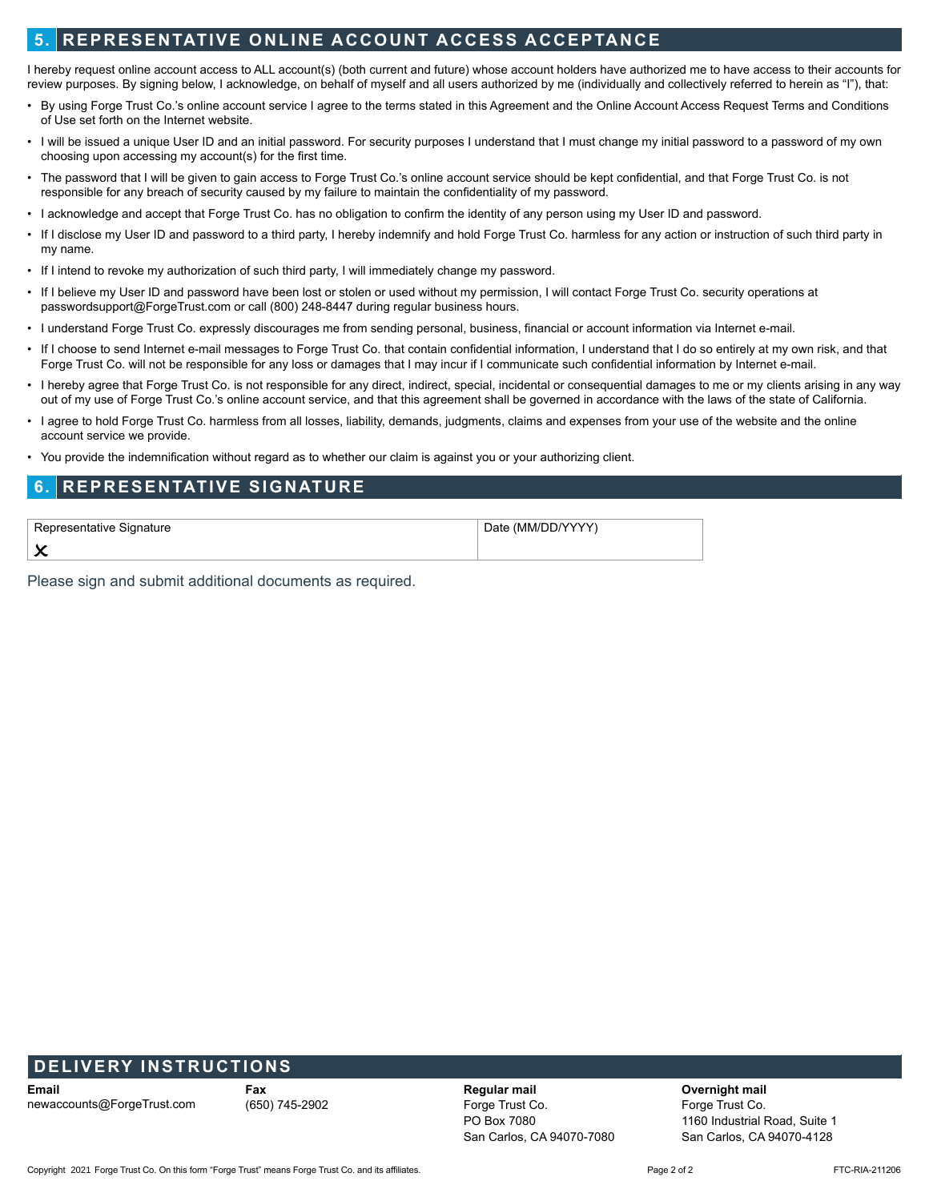## 5. REPRESENTATIVE ONLINE ACCOUNT ACCESS ACCEPTANCE

I hereby request online account access to ALL account(s) (both current and future) whose account holders have authorized me to have access to their accounts for review purposes. By signing below, I acknowledge, on behalf of myself and all users authorized by me (individually and collectively referred to herein as "I"), that:

- By using Forge Trust Co.'s online account service I agree to the terms stated in this Agreement and the Online Account Access Request Terms and Conditions of Use set forth on the Internet website.
- I will be issued a unique User ID and an initial password. For security purposes I understand that I must change my initial password to a password of my own choosing upon accessing my account(s) for the first time.
- The password that I will be given to gain access to Forge Trust Co.'s online account service should be kept confidential, and that Forge Trust Co. is not responsible for any breach of security caused by my failure to maintain the confidentiality of my password.
- I acknowledge and accept that Forge Trust Co. has no obligation to confirm the identity of any person using my User ID and password.
- If I disclose my User ID and password to a third party, I hereby indemnify and hold Forge Trust Co. harmless for any action or instruction of such third party in my name.
- If I intend to revoke my authorization of such third party, I will immediately change my password.
- If I believe my User ID and password have been lost or stolen or used without my permission, I will contact Forge Trust Co. security operations at passwordsupport@ForgeTrust.com or call (800) 248-8447 during regular business hours.
- I understand Forge Trust Co. expressly discourages me from sending personal, business, financial or account information via Internet e-mail.
- If I choose to send Internet e-mail messages to Forge Trust Co. that contain confidential information, I understand that I do so entirely at my own risk, and that Forge Trust Co. will not be responsible for any loss or damages that I may incur if I communicate such confidential information by Internet e-mail.
- I hereby agree that Forge Trust Co. is not responsible for any direct, indirect, special, incidental or consequential damages to me or my clients arising in any way out of my use of Forge Trust Co.'s online account service, and that this agreement shall be governed in accordance with the laws of the state of California.
- I agree to hold Forge Trust Co. harmless from all losses, liability, demands, judgments, claims and expenses from your use of the website and the online account service we provide.
- You provide the indemnification without regard as to whether our claim is against you or your authorizing client.

## 6. REPRESENTATIVE SIGNATURE

| Representative Signature | Date (MM/DD/YYYY) |
| --- | --- |
| ✕ | |

Please sign and submit additional documents as required.

## DELIVERY INSTRUCTIONS

**Email**
newaccounts@ForgeTrust.com

**Fax**
(650) 745-2902

**Regular mail**
Forge Trust Co.
PO Box 7080
San Carlos, CA 94070-7080

**Overnight mail**
Forge Trust Co.
1160 Industrial Road, Suite 1
San Carlos, CA 94070-4128

Copyright 2021 Forge Trust Co. On this form "Forge Trust" means Forge Trust Co. and its affiliates.

FTC-RIA-211206